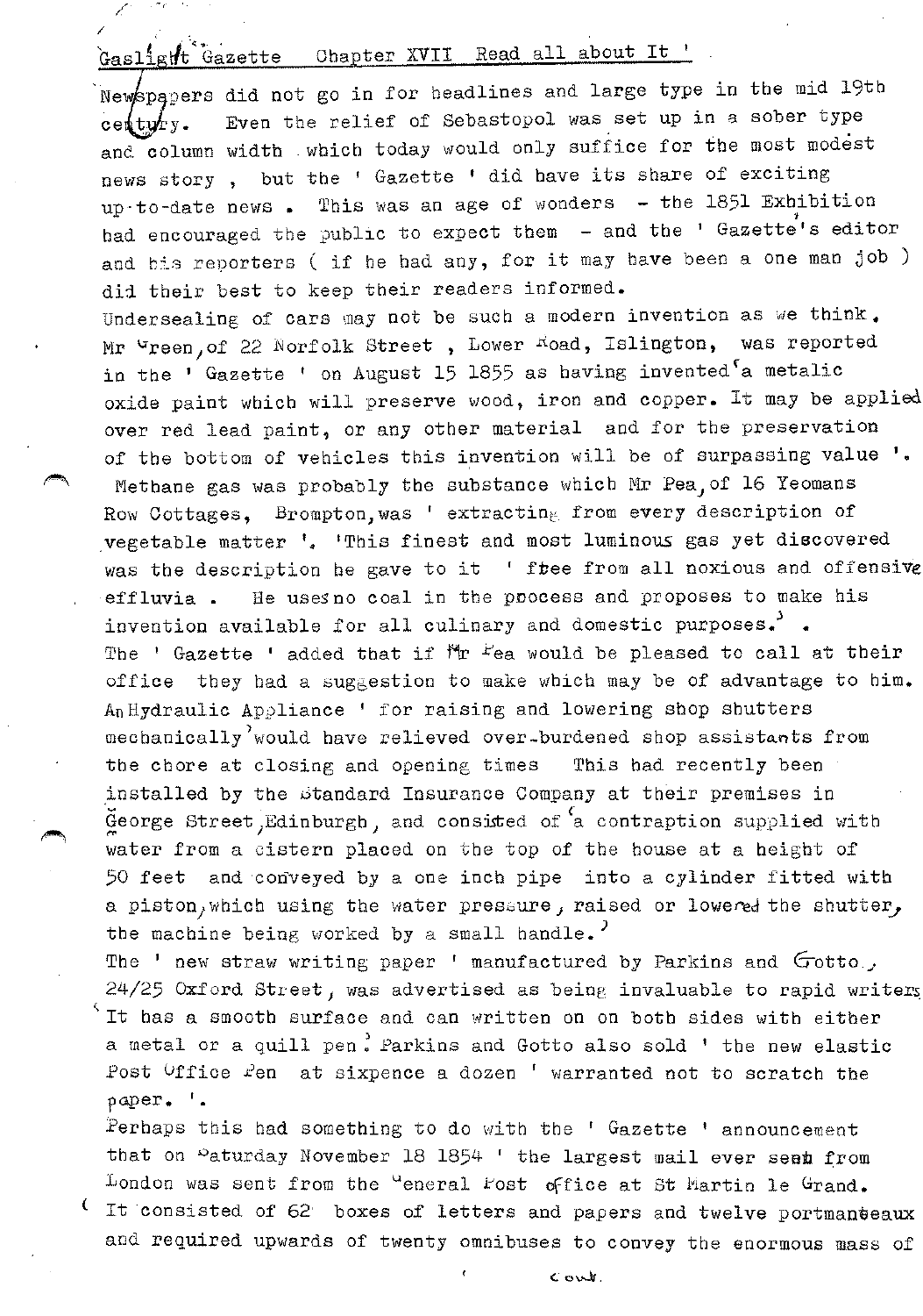# Gaslight Gazette Chapter XVII Read all about It '

Newspapers did not go in for headlines and large type in the mid 19th century. Even the relief of Sebastopol was set up in a sober type and column width which today would only suffice for the most modest news story , but the ' Gazette ' did have its share of exciting up-to-date news . This was an age of wonders - the 1851 Exhibition had encouraged the public to expect them - and the ' Gazette's editor and his reporters ( if he had any, for it may have been a one man job ) did their best to keep their readers informed.

Undersealing of cars may not be such a modern invention as we think. Mr Green,of 22 Norfolk Street , Lower Road, Islington, was reported in the ' Gazette ' on August 15 1855 as having invented 'a metalic oxide paint which will preserve wood, iron and copper. It may be applied over red lead paint, or any other material and for the preservation of the bottom of vehicles this invention will be of surpassing value '.

Methane gas was probably the substance which Mr Pea,of 16 Yeomans Row Cottages, Brompton,was ' extracting from every description of vegetable matter '. 'This finest and most luminous gas yet discovered was the description he gave to it ' free from all noxious and offensive effluvia . He uses no coal in the process and proposes to make his invention available for all culinary and domestic purposes.' .

The ' Gazette ' added that if Mr Pea would be pleased to call at their office they had a suggestion to make which may be of advantage to him.

An Hydraulic Appliance ' for raising and lowering shop shutters mechanically' would have relieved over-burdened shop assistants from the chore at closing and opening times This had recently been installed by the Standard Insurance Company at their premises in George Street,Edinburgh, and consisted of 'a contraption supplied with water from a cistern placed on the top of the house at a height of 50 feet and conveyed by a one inch pipe into a cylinder fitted with a piston,which using the water pressure, raised or lowered the shutter, the machine being worked by a small handle.'

The ' new straw writing paper ' manufactured by Parkins and Gotto, 24/25 Oxford Street, was advertised as being invaluable to rapid writers 'It has a smooth surface and can written on on both sides with either a metal or a quill pen.' Parkins and Gotto also sold ' the new elastic Post Office Pen at sixpence a dozen ' warranted not to scratch the paper. '.

Perhaps this had something to do with the ' Gazette ' announcement that on Saturday November 18 1854 ' the largest mail ever sent from London was sent from the General Post office at St Martin le Grand. It consisted of 62 boxes of letters and papers and twelve portmanteaux and required upwards of twenty omnibuses to convey the enormous mass of

cont.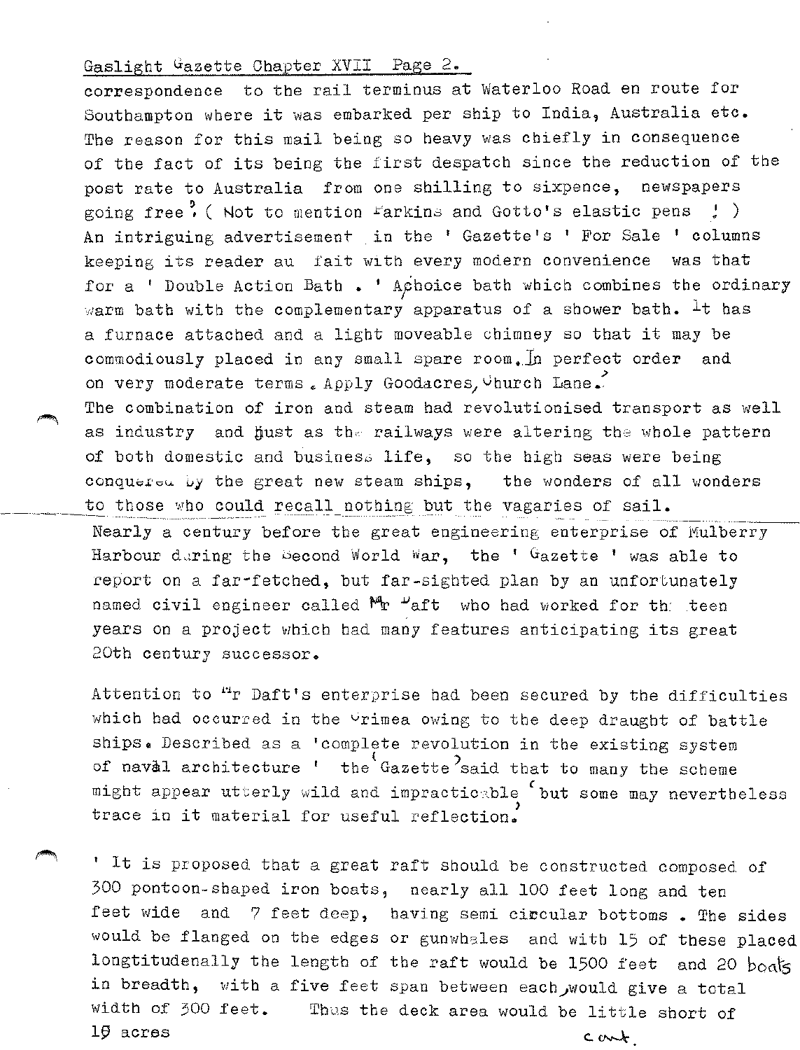correspondence to the rail terminus at Waterloo Road en route for Southampton where it was embarked per ship to India, Australia etc. The reason for this mail being so heavy was chiefly in consequence of the fact of its being the first despatch since the reduction of the post rate to Australia from one shilling to sixpence, newspapers going free. ( Not to mention Parkins and Gotto's elastic pens ! )

An intriguing advertisement in the ' Gazette's ' For Sale ' columns keeping its reader au fait with every modern convenience was that for a ' Double Action Bath . ' A choice bath which combines the ordinary warm bath with the complementary apparatus of a shower bath. It has a furnace attached and a light moveable chimney so that it may be commodiously placed in any small spare room. In perfect order and on very moderate terms. Apply Goodacres, Church Lane.'

The combination of iron and steam had revolutionised transport as well as industry and just as the railways were altering the whole pattern of both domestic and business life, so the high seas were being conquered by the great new steam ships, the wonders of all wonders to those who could recall nothing but the vagaries of sail.

Nearly a century before the great engineering enterprise of Mulberry Harbour during the Second World War, the ' Gazette ' was able to report on a far-fetched, but far-sighted plan by an unfortunately named civil engineer called Mr Daft who had worked for thirteen years on a project which had many features anticipating its great 20th century successor.

Attention to Mr Daft's enterprise had been secured by the difficulties which had occurred in the Crimea owing to the deep draught of battle ships. Described as a 'complete revolution in the existing system of naval architecture ' the 'Gazette' said that to many the scheme might appear utterly wild and impracticable 'but some may nevertheless trace in it material for useful reflection.'

' It is proposed that a great raft should be constructed composed of 300 pontoon-shaped iron boats, nearly all 100 feet long and ten feet wide and 7 feet deep, having semi circular bottoms . The sides would be flanged on the edges or gunwhales and with 15 of these placed longtitudenally the length of the raft would be 1500 feet and 20 boats in breadth, with a five feet span between each, would give a total width of 300 feet. Thus the deck area would be little short of 10 acres

cont.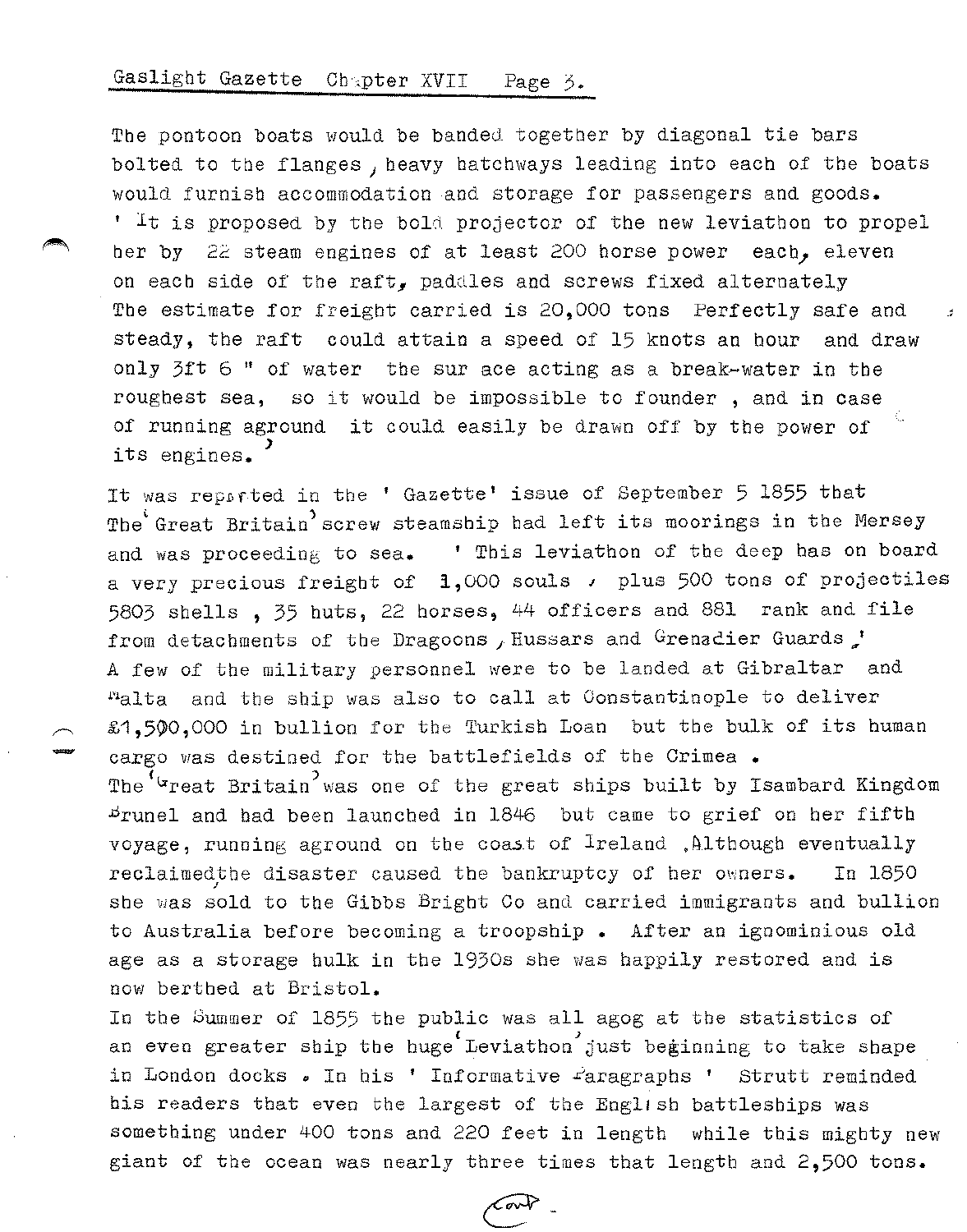The pontoon boats would be banded together by diagonal tie bars bolted to the flanges, heavy hatchways leading into each of the boats would furnish accommodation and storage for passengers and goods. ' It is proposed by the bold projector of the new leviathon to propel her by 22 steam engines of at least 200 horse power each, eleven on each side of the raft, paddles and screws fixed alternately The estimate for freight carried is 20,000 tons Perfectly safe and steady, the raft could attain a speed of 15 knots an hour and draw only 3ft 6 " of water the sur ace acting as a break-water in the roughest sea, so it would be impossible to founder , and in case of running aground it could easily be drawn off by the power of its engines.'

It was reported in the ' Gazette' issue of September 5 1855 that The 'Great Britain' screw steamship had left its moorings in the Mersey and was proceeding to sea. ' This leviathon of the deep has on board a very precious freight of 1,000 souls , plus 500 tons of projectiles 5803 shells , 35 huts, 22 horses, 44 officers and 881 rank and file from detachments of the Dragoons , Hussars and Grenadier Guards .' A few of the military personnel were to be landed at Gibraltar and Malta and the ship was also to call at Constantinople to deliver £1,500,000 in bullion for the Turkish Loan but the bulk of its human cargo was destined for the battlefields of the Crimea .
The 'Great Britain' was one of the great ships built by Isambard Kingdom Brunel and had been launched in 1846 but came to grief on her fifth voyage, running aground on the coast of Ireland .Although eventually reclaimed, the disaster caused the bankruptcy of her owners. In 1850 she was sold to the Gibbs Bright Co and carried immigrants and bullion to Australia before becoming a troopship . After an ignominious old age as a storage hulk in the 1930s she was happily restored and is now berthed at Bristol.
In the Summer of 1855 the public was all agog at the statistics of an even greater ship the huge 'Leviathon' just beginning to take shape in London docks . In his ' Informative Paragraphs ' Strutt reminded his readers that even the largest of the English battleships was something under 400 tons and 220 feet in length while this mighty new giant of the ocean was nearly three times that length and 2,500 tons.

Cont -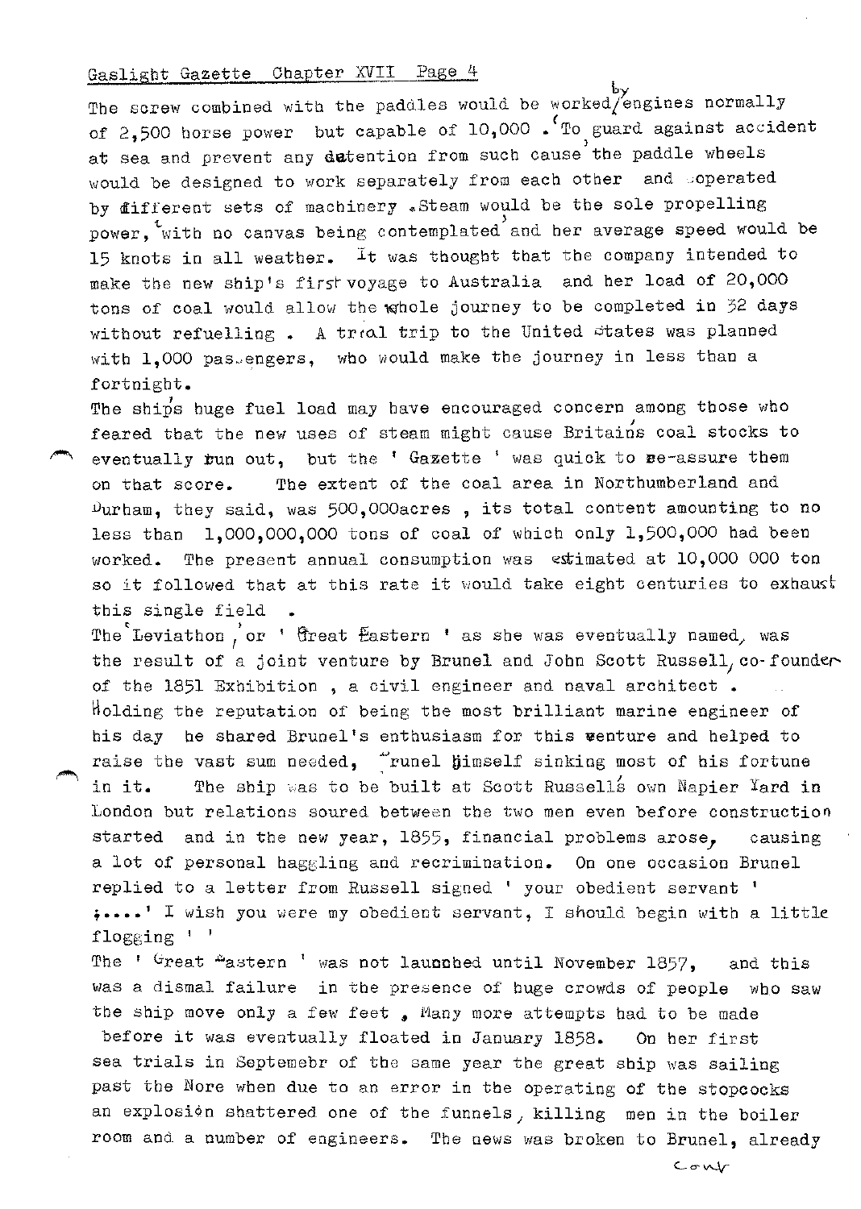The screw combined with the paddles would be worked by engines normally of 2,500 horse power but capable of 10,000. To guard against accident at sea and prevent any detention from such cause, the paddle wheels would be designed to work separately from each other and operated by different sets of machinery. Steam would be the sole propelling power, with no canvas being contemplated, and her average speed would be 15 knots in all weather. It was thought that the company intended to make the new ship's first voyage to Australia and her load of 20,000 tons of coal would allow the whole journey to be completed in 32 days without refuelling. A trial trip to the United States was planned with 1,000 passengers, who would make the journey in less than a fortnight.

The ship's huge fuel load may have encouraged concern among those who feared that the new uses of steam might cause Britain's coal stocks to eventually run out, but the ' Gazette ' was quick to re-assure them on that score. The extent of the coal area in Northumberland and Durham, they said, was 500,000acres , its total content amounting to no less than 1,000,000,000 tons of coal of which only 1,500,000 had been worked. The present annual consumption was estimated at 10,000 000 ton so it followed that at this rate it would take eight centuries to exhaust this single field .

The 'Leviathon', or ' Great Eastern ' as she was eventually named, was the result of a joint venture by Brunel and John Scott Russell, co-founder of the 1851 Exhibition , a civil engineer and naval architect . Holding the reputation of being the most brilliant marine engineer of his day he shared Brunel's enthusiasm for this venture and helped to raise the vast sum needed, Brunel himself sinking most of his fortune in it. The ship was to be built at Scott Russell's own Napier Yard in London but relations soured between the two men even before construction started and in the new year, 1855, financial problems arose, causing a lot of personal haggling and recrimination. On one occasion Brunel replied to a letter from Russell signed ' your obedient servant ' ;....' I wish you were my obedient servant, I should begin with a little flogging ' '

The ' Great Eastern ' was not launched until November 1857, and this was a dismal failure in the presence of huge crowds of people who saw the ship move only a few feet , Many more attempts had to be made before it was eventually floated in January 1858. On her first sea trials in Septemebr of the same year the great ship was sailing past the Nore when due to an error in the operating of the stopcocks an explosion shattered one of the funnels, killing men in the boiler room and a number of engineers. The news was broken to Brunel, already

cont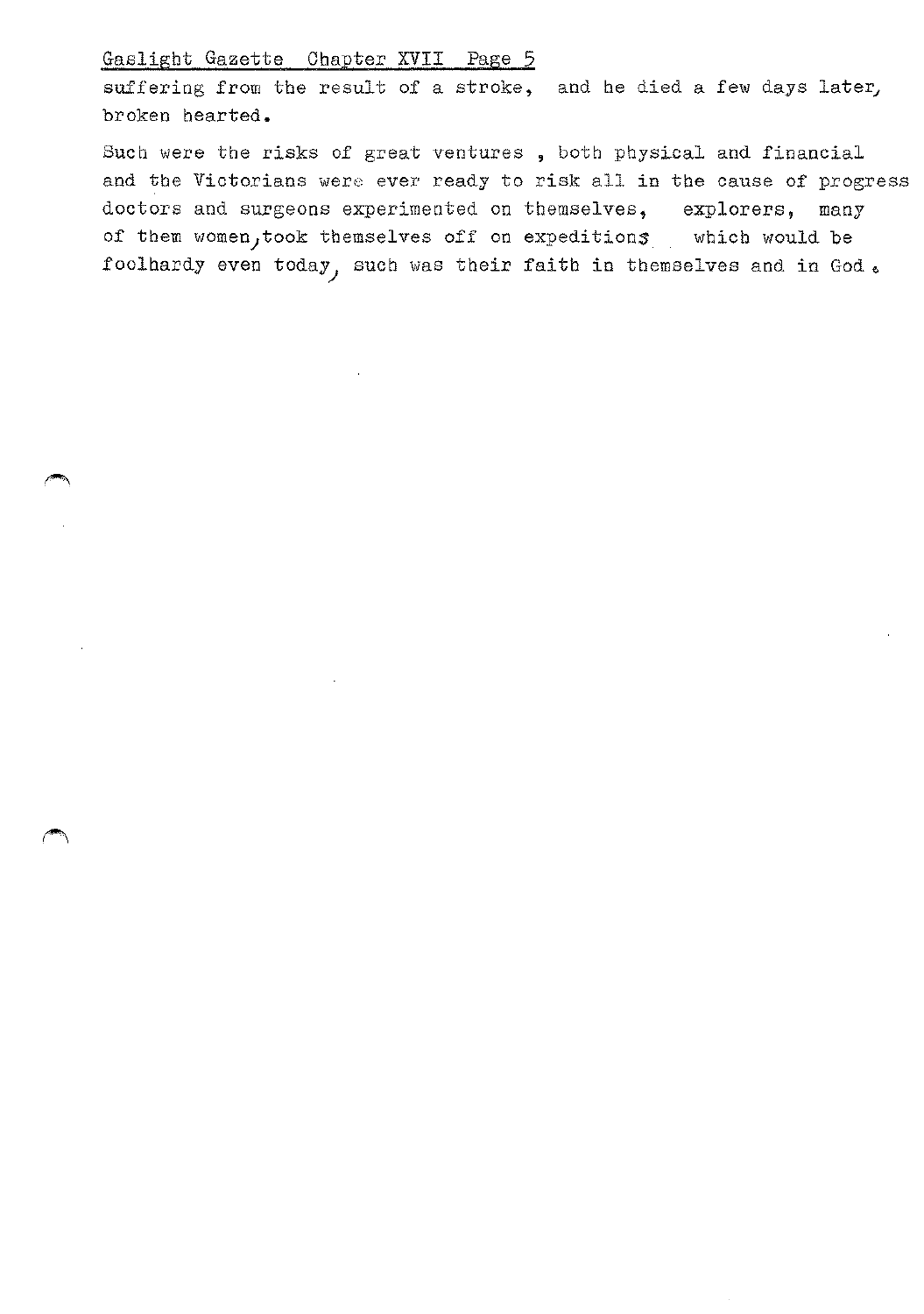suffering from the result of a stroke, and he died a few days later, broken hearted.

Such were the risks of great ventures , both physical and financial and the Victorians were ever ready to risk all in the cause of progress doctors and surgeons experimented on themselves, explorers, many of them women, took themselves off on expeditions which would be foolhardy even today, such was their faith in themselves and in God.